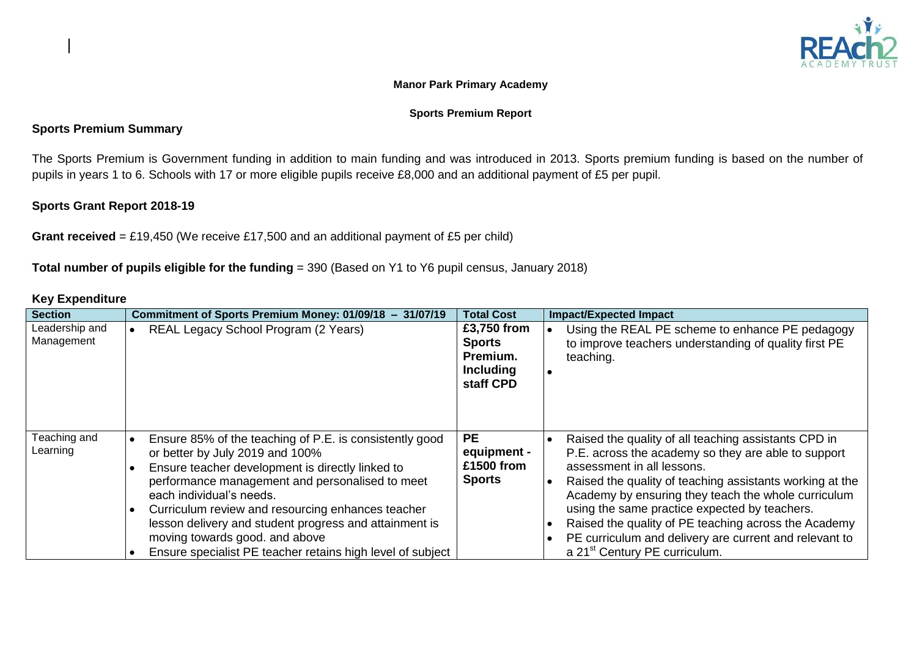**Manor Park Primary Academy**

**Sports Premium Report**

## Sports Premium Summary

The Sports Premium is Government funding in addition to main funding and was introduced in 2013. Sports premium funding is based on the number of pupils in years 1 to 6. Schools with 17 or more eligible pupils receive £8,000 and an additional payment of £5 per pupil.

## Sports Grant Report 2018-19

**Grant received** = £19,450 (We receive £17,500 and an additional payment of £5 per child)

**Total number of pupils eligible for the funding** = 390 (Based on Y1 to Y6 pupil census, January 2018)

## Key Expenditure

| Section | Commitment of Sports Premium Money: 01/09/18 – 31/07/19 | Total Cost | Impact/Expected Impact |
|---|---|---|---|
| Leadership and Management | • REAL Legacy School Program (2 Years) | **£3,750 from Sports Premium. Including staff CPD** | • Using the REAL PE scheme to enhance PE pedagogy to improve teachers understanding of quality first PE teaching.<br>• |
| Teaching and Learning | • Ensure 85% of the teaching of P.E. is consistently good or better by July 2019 and 100%<br>• Ensure teacher development is directly linked to performance management and personalised to meet each individual's needs.<br>• Curriculum review and resourcing enhances teacher lesson delivery and student progress and attainment is moving towards good. and above<br>• Ensure specialist PE teacher retains high level of subject | **PE equipment - £1500 from Sports** | • Raised the quality of all teaching assistants CPD in P.E. across the academy so they are able to support assessment in all lessons.<br>• Raised the quality of teaching assistants working at the Academy by ensuring they teach the whole curriculum using the same practice expected by teachers.<br>• Raised the quality of PE teaching across the Academy<br>• PE curriculum and delivery are current and relevant to a 21st Century PE curriculum. |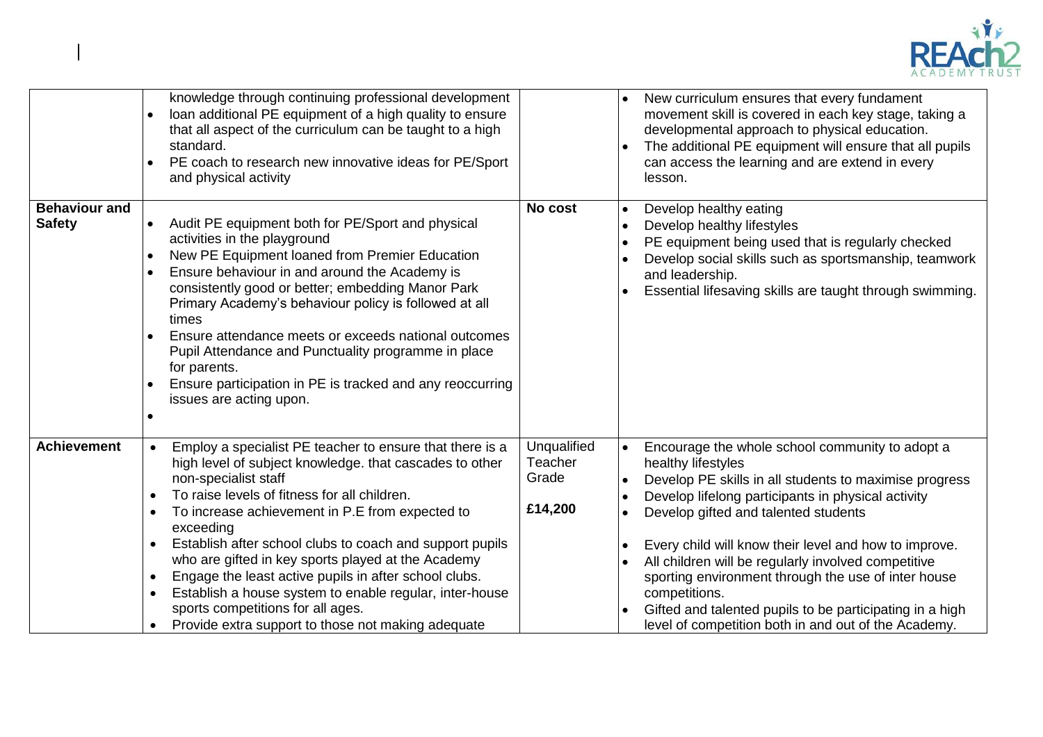| | | | |
|---|---|---|---|
| | knowledge through continuing professional development<br>• loan additional PE equipment of a high quality to ensure that all aspect of the curriculum can be taught to a high standard.<br>• PE coach to research new innovative ideas for PE/Sport and physical activity | | • New curriculum ensures that every fundament movement skill is covered in each key stage, taking a developmental approach to physical education.<br>• The additional PE equipment will ensure that all pupils can access the learning and are extend in every lesson. |
| **Behaviour and Safety** | • Audit PE equipment both for PE/Sport and physical activities in the playground<br>• New PE Equipment loaned from Premier Education<br>• Ensure behaviour in and around the Academy is consistently good or better; embedding Manor Park Primary Academy's behaviour policy is followed at all times<br>• Ensure attendance meets or exceeds national outcomes Pupil Attendance and Punctuality programme in place for parents.<br>• Ensure participation in PE is tracked and any reoccurring issues are acting upon.<br>• | **No cost** | • Develop healthy eating<br>• Develop healthy lifestyles<br>• PE equipment being used that is regularly checked<br>• Develop social skills such as sportsmanship, teamwork and leadership.<br>• Essential lifesaving skills are taught through swimming. |
| **Achievement** | • Employ a specialist PE teacher to ensure that there is a high level of subject knowledge. that cascades to other non-specialist staff<br>• To raise levels of fitness for all children.<br>• To increase achievement in P.E from expected to exceeding<br>• Establish after school clubs to coach and support pupils who are gifted in key sports played at the Academy<br>• Engage the least active pupils in after school clubs.<br>• Establish a house system to enable regular, inter-house sports competitions for all ages.<br>• Provide extra support to those not making adequate | Unqualified Teacher Grade<br><br>**£14,200** | • Encourage the whole school community to adopt a healthy lifestyles<br>• Develop PE skills in all students to maximise progress<br>• Develop lifelong participants in physical activity<br>• Develop gifted and talented students<br><br>• Every child will know their level and how to improve.<br>• All children will be regularly involved competitive sporting environment through the use of inter house competitions.<br>• Gifted and talented pupils to be participating in a high level of competition both in and out of the Academy. |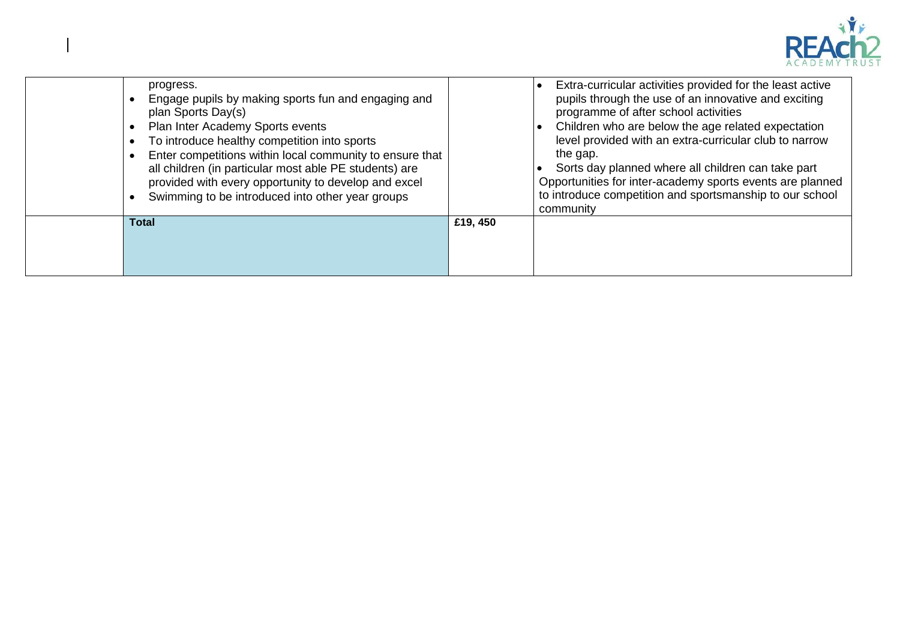| | | | |
|---|---|---|---|
| | progress.<br>• Engage pupils by making sports fun and engaging and plan Sports Day(s)<br>• Plan Inter Academy Sports events<br>• To introduce healthy competition into sports<br>• Enter competitions within local community to ensure that all children (in particular most able PE students) are provided with every opportunity to develop and excel<br>• Swimming to be introduced into other year groups | | • Extra-curricular activities provided for the least active pupils through the use of an innovative and exciting programme of after school activities<br>• Children who are below the age related expectation level provided with an extra-curricular club to narrow the gap.<br>• Sorts day planned where all children can take part<br>Opportunities for inter-academy sports events are planned to introduce competition and sportsmanship to our school community |
| | **Total** | **£19, 450** | |